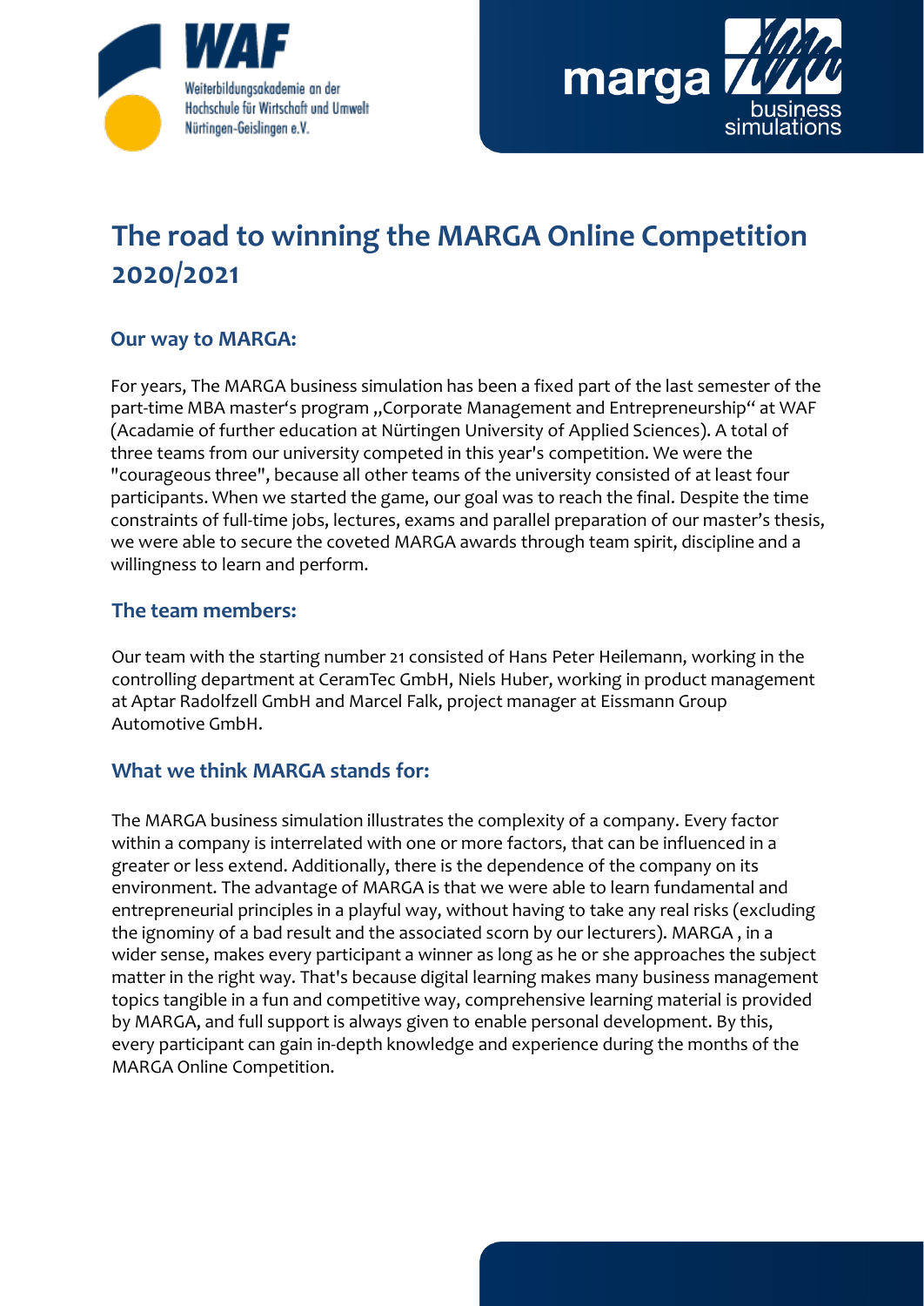# The road to winning the MARGA Online Competition 2020/2021

## Our way to MARGA:

For years, The MARGA business simulation has been a fixed part of the last semester of the part-time MBA master's program „Corporate Management and Entrepreneurship" at WAF (Acadamie of further education at Nürtingen University of Applied Sciences). A total of three teams from our university competed in this year's competition. We were the "courageous three", because all other teams of the university consisted of at least four participants. When we started the game, our goal was to reach the final. Despite the time constraints of full-time jobs, lectures, exams and parallel preparation of our master's thesis, we were able to secure the coveted MARGA awards through team spirit, discipline and a willingness to learn and perform.

## The team members:

Our team with the starting number 21 consisted of Hans Peter Heilemann, working in the controlling department at CeramTec GmbH, Niels Huber, working in product management at Aptar Radolfzell GmbH and Marcel Falk, project manager at Eissmann Group Automotive GmbH.

## What we think MARGA stands for:

The MARGA business simulation illustrates the complexity of a company. Every factor within a company is interrelated with one or more factors, that can be influenced in a greater or less extend. Additionally, there is the dependence of the company on its environment. The advantage of MARGA is that we were able to learn fundamental and entrepreneurial principles in a playful way, without having to take any real risks (excluding the ignominy of a bad result and the associated scorn by our lecturers). MARGA , in a wider sense, makes every participant a winner as long as he or she approaches the subject matter in the right way. That's because digital learning makes many business management topics tangible in a fun and competitive way, comprehensive learning material is provided by MARGA, and full support is always given to enable personal development. By this, every participant can gain in-depth knowledge and experience during the months of the MARGA Online Competition.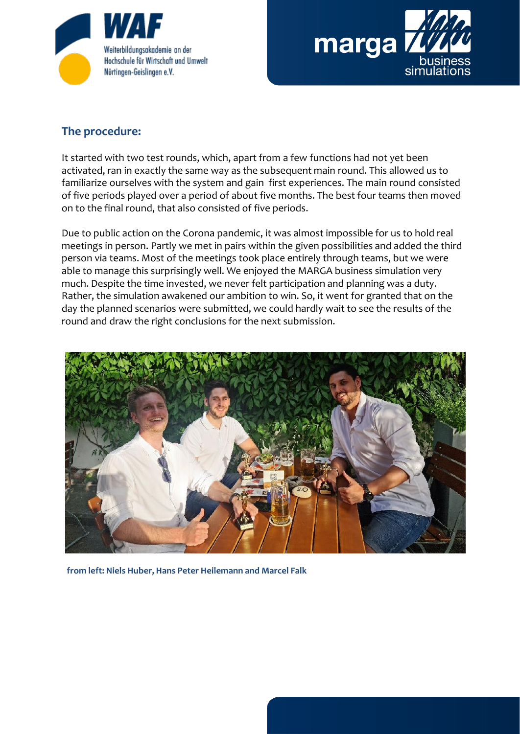## The procedure:

It started with two test rounds, which, apart from a few functions had not yet been activated, ran in exactly the same way as the subsequent main round. This allowed us to familiarize ourselves with the system and gain first experiences. The main round consisted of five periods played over a period of about five months. The best four teams then moved on to the final round, that also consisted of five periods.

Due to public action on the Corona pandemic, it was almost impossible for us to hold real meetings in person. Partly we met in pairs within the given possibilities and added the third person via teams. Most of the meetings took place entirely through teams, but we were able to manage this surprisingly well. We enjoyed the MARGA business simulation very much. Despite the time invested, we never felt participation and planning was a duty. Rather, the simulation awakened our ambition to win. So, it went for granted that on the day the planned scenarios were submitted, we could hardly wait to see the results of the round and draw the right conclusions for the next submission.

**from left: Niels Huber, Hans Peter Heilemann and Marcel Falk**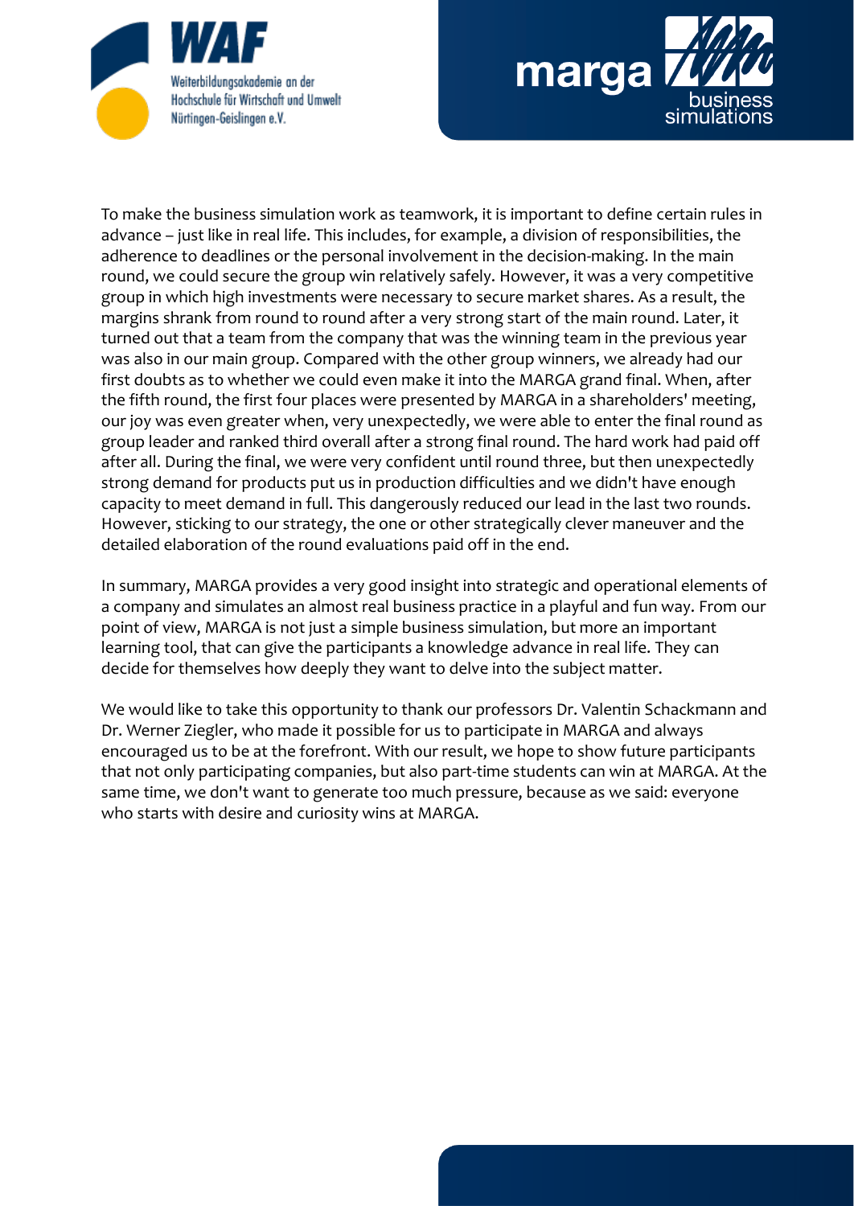To make the business simulation work as teamwork, it is important to define certain rules in advance – just like in real life. This includes, for example, a division of responsibilities, the adherence to deadlines or the personal involvement in the decision-making. In the main round, we could secure the group win relatively safely. However, it was a very competitive group in which high investments were necessary to secure market shares. As a result, the margins shrank from round to round after a very strong start of the main round. Later, it turned out that a team from the company that was the winning team in the previous year was also in our main group. Compared with the other group winners, we already had our first doubts as to whether we could even make it into the MARGA grand final. When, after the fifth round, the first four places were presented by MARGA in a shareholders' meeting, our joy was even greater when, very unexpectedly, we were able to enter the final round as group leader and ranked third overall after a strong final round. The hard work had paid off after all. During the final, we were very confident until round three, but then unexpectedly strong demand for products put us in production difficulties and we didn't have enough capacity to meet demand in full. This dangerously reduced our lead in the last two rounds. However, sticking to our strategy, the one or other strategically clever maneuver and the detailed elaboration of the round evaluations paid off in the end.

In summary, MARGA provides a very good insight into strategic and operational elements of a company and simulates an almost real business practice in a playful and fun way. From our point of view, MARGA is not just a simple business simulation, but more an important learning tool, that can give the participants a knowledge advance in real life. They can decide for themselves how deeply they want to delve into the subject matter.

We would like to take this opportunity to thank our professors Dr. Valentin Schackmann and Dr. Werner Ziegler, who made it possible for us to participate in MARGA and always encouraged us to be at the forefront. With our result, we hope to show future participants that not only participating companies, but also part-time students can win at MARGA. At the same time, we don't want to generate too much pressure, because as we said: everyone who starts with desire and curiosity wins at MARGA.